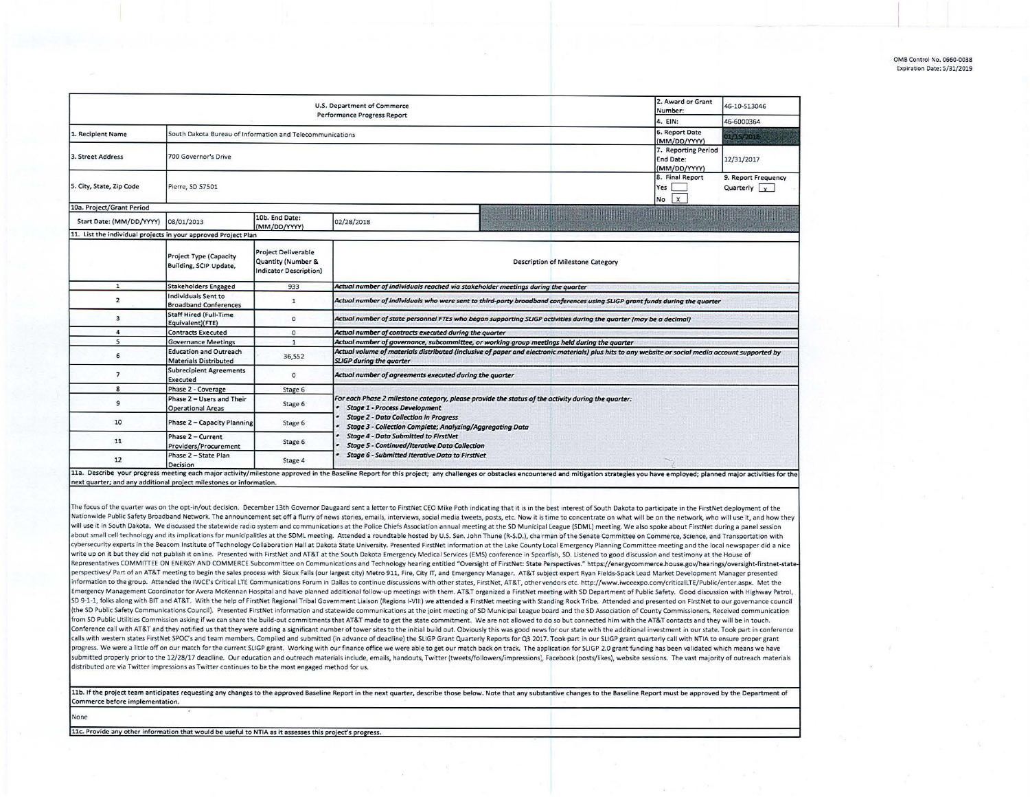OMB Control No. 0660-0038
Expiration Date: 5/31/2019

| U.S. Department of Commerce<br>Performance Progress Report | | | | 2. Award or Grant Number: | 46-10-S13046 |
|---|---|---|---|---|---|
| | | | | 4. EIN: | 46-6000364 |
| 1. Recipient Name | South Dakota Bureau of Information and Telecommunications | | | 6. Report Date (MM/DD/YYYY) | 01/15/2018 |
| 3. Street Address | 700 Governor's Drive | | | 7. Reporting Period End Date: (MM/DD/YYYY) | 12/31/2017 |
| 5. City, State, Zip Code | Pierre, SD 57501 | | | 8. Final Report<br>Yes [ ]<br>No [x] | 9. Report Frequency<br>Quarterly [x] |
| 10a. Project/Grant Period | | | | | |
| Start Date: (MM/DD/YYYY) | 08/01/2013 | 10b. End Date: (MM/DD/YYYY) | 02/28/2018 | | |

11. List the individual projects in your approved Project Plan

| | Project Type (Capacity Building, SCIP Update, | Project Deliverable Quantity (Number & Indicator Description) | Description of Milestone Category |
|---|---|---|---|
| 1 | Stakeholders Engaged | 933 | *Actual number of individuals reached via stakeholder meetings during the quarter* |
| 2 | Individuals Sent to Broadband Conferences | 1 | *Actual number of individuals who were sent to third-party broadband conferences using SLIGP grant funds during the quarter* |
| 3 | Staff Hired (Full-Time Equivalent)(FTE) | 0 | *Actual number of state personnel FTEs who began supporting SLIGP activities during the quarter (may be a decimal)* |
| 4 | Contracts Executed | 0 | *Actual number of contracts executed during the quarter* |
| 5 | Governance Meetings | 1 | *Actual number of governance, subcommittee, or working group meetings held during the quarter* |
| 6 | Education and Outreach Materials Distributed | 36,552 | *Actual volume of materials distributed (inclusive of paper and electronic materials) plus hits to any website or social media account supported by SLIGP during the quarter* |
| 7 | Subrecipient Agreements Executed | 0 | *Actual number of agreements executed during the quarter* |
| 8 | Phase 2 - Coverage | Stage 6 | *For each Phase 2 milestone category, please provide the status of the activity during the quarter:*<br>• ***Stage 1 - Process Development***<br>• ***Stage 2 - Data Collection in Progress***<br>• ***Stage 3 - Collection Complete; Analyzing/Aggregating Data***<br>• ***Stage 4 - Data Submitted to FirstNet***<br>• ***Stage 5 - Continued/Iterative Data Collection***<br>• ***Stage 6 - Submitted Iterative Data to FirstNet*** |
| 9 | Phase 2 – Users and Their Operational Areas | Stage 6 | |
| 10 | Phase 2 – Capacity Planning | Stage 6 | |
| 11 | Phase 2 – Current Providers/Procurement | Stage 6 | |
| 12 | Phase 2 – State Plan Decision | Stage 4 | |

11a. Describe your progress meeting each major activity/milestone approved in the Baseline Report for this project; any challenges or obstacles encountered and mitigation strategies you have employed; planned major activities for the next quarter; and any additional project milestones or information.

The focus of the quarter was on the opt-in/out decision. December 13th Governor Daugaard sent a letter to FirstNet CEO Mike Poth indicating that it is in the best interest of South Dakota to participate in the FirstNet deployment of the Nationwide Public Safety Broadband Network. The announcement set off a flurry of news stories, emails, interviews, social media tweets, posts, etc. Now it is time to concentrate on what will be on the network, who will use it, and how they will use it in South Dakota. We discussed the statewide radio system and communications at the Police Chiefs Association annual meeting at the SD Municipal League (SDML) meeting. We also spoke about FirstNet during a panel session about small cell technology and its implications for municipalities at the SDML meeting. Attended a roundtable hosted by U.S. Sen. John Thune (R-S.D.), chairman of the Senate Committee on Commerce, Science, and Transportation with cybersecurity experts in the Beacom Institute of Technology Collaboration Hall at Dakota State University. Presented FirstNet information at the Lake County Local Emergency Planning Committee meeting and the local newspaper did a nice write up on it but they did not publish it online. Presented with FirstNet and AT&T at the South Dakota Emergency Medical Services (EMS) conference in Spearfish, SD. Listened to good discussion and testimony at the House of Representatives COMMITTEE ON ENERGY AND COMMERCE Subcommittee on Communications and Technology hearing entitled "Oversight of FirstNet: State Perspectives." https://energycommerce.house.gov/hearings/oversight-firstnet-state-perspectives/ Part of an AT&T meeting to begin the sales process with Sioux Falls (our largest city) Metro 911, Fire, City IT, and Emergency Manager. AT&T subject expert Ryan Fields-Spack Lead Market Development Manager presented information to the group. Attended the IWCE's Critical LTE Communications Forum in Dallas to continue discussions with other states, FirstNet, AT&T, other vendors etc. http://www.iwceexpo.com/criticalLTE/Public/enter.aspx. Met the Emergency Management Coordinator for Avera McKennan Hospital and have planned additional follow-up meetings with them. AT&T organized a FirstNet meeting with SD Department of Public Safety. Good discussion with Highway Patrol, SD 9-1-1, folks along with BIT and AT&T. With the help of FirstNet Regional Tribal Government Liaison (Regions I-VIII) we attended a FirstNet meeting with Standing Rock Tribe. Attended and presented on FirstNet to our governance council (the SD Public Safety Communications Council). Presented FirstNet information and statewide communications at the joint meeting of SD Municipal League board and the SD Association of County Commissioners. Received communication from SD Public Utilities Commission asking if we can share the build-out commitments that AT&T made to get the state commitment. We are not allowed to do so but connected him with the AT&T contacts and they will be in touch. Conference call with AT&T and they notified us that they were adding a significant number of tower sites to the initial build out. Obviously this was good news for our state with the additional investment in our state. Took part in conference calls with western states FirstNet SPOC's and team members. Compiled and submitted (in advance of deadline) the SLIGP Grant Quarterly Reports for Q3 2017. Took part in our SLIGP grant quarterly call with NTIA to ensure proper grant progress. We were a little off on our match for the current SLIGP grant. Working with our finance office we were able to get our match back on track. The application for SLIGP 2.0 grant funding has been validated which means we have submitted properly prior to the 12/28/17 deadline. Our education and outreach materials include, emails, handouts, Twitter (tweets/followers/impressions), Facebook (posts/likes), website sessions. The vast majority of outreach materials distributed are via Twitter impressions as Twitter continues to be the most engaged method for us.

11b. If the project team anticipates requesting any changes to the approved Baseline Report in the next quarter, describe those below. Note that any substantive changes to the Baseline Report must be approved by the Department of Commerce before implementation.

None

11c. Provide any other information that would be useful to NTIA as it assesses this project's progress.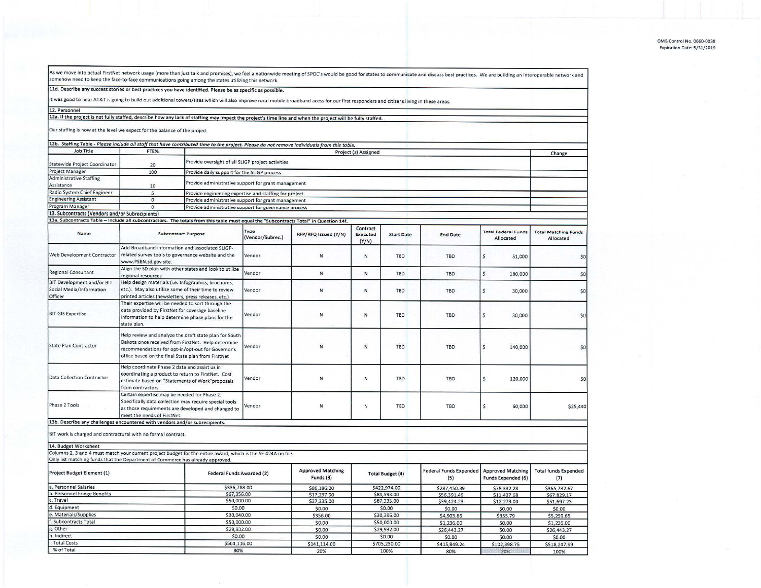OMB Control No. 0660-0038
Expiration Date: 5/31/2019

As we move into actual FirstNet network usage (more than just talk and promises), we feel a nationwide meeting of SPOC's would be good for states to communicate and discuss best practices. We are building an interoperable network and somehow need to keep the face-to-face communications going among the states utilizing this network.

**11d. Describe any success stories or best practices you have identified. Please be as specific as possible.**

It was good to hear AT&T is going to build out additional towers/sites which will also improve rural mobile broadband acess for our first responders and citizens living in these areas.

**12. Personnel**

**12a. If the project is not fully staffed, describe how any lack of staffing may impact the project's time line and when the project will be fully staffed.**

Our staffing is now at the level we expect for the balance of the project

**12b. Staffing Table** - *Please include all staff that have contributed time to the project. Please do not remove individuals from this table.*

| Job Title | FTE% | Project (s) Assigned | Change |
|---|---|---|---|
| Statewide Project Coordinator | 20 | Provide oversight of all SLIGP project activities | |
| Project Manager | 100 | Provide daily support for the SLIGP process | |
| Administrative Staffing Assistance | 10 | Provide administrative support for grant management | |
| Radio System Chief Engineer | 5 | Provide engineering expertise and staffing for project | |
| Engineering Assistant | 0 | Provide administrative support for grant management | |
| Program Manager | 0 | Provide administrative support for governance process | |

**13. Subcontracts (Vendors and/or Subrecipients)**

**13a. Subcontracts Table – Include all subcontractors. The totals from this table must equal the "Subcontracts Total" in Question 14f.**

| Name | Subcontract Purpose | Type (Vendor/Subrec.) | RFP/RFQ Issued (Y/N) | Contract Executed (Y/N) | Start Date | End Date | Total Federal Funds Allocated | Total Matching Funds Allocated |
|---|---|---|---|---|---|---|---|---|
| Web Development Contractor | Add Broadband information and associated SLIGP-related survey tools to governance website and the www.PSBN.sd.gov site. | Vendor | N | N | TBD | TBD | $ 51,000 | $0 |
| Regional Consultant | Align the SD plan with other states and look to utilize regional resources | Vendor | N | N | TBD | TBD | $ 180,000 | $0 |
| BIT Development and/or BIT Social Media/Information Officer | Help design materials (i.e. Infographics, brochures, etc.). May also utilize some of their time to review printed articles (newsletters, press releases, etc.) | Vendor | N | N | TBD | TBD | $ 30,000 | $0 |
| BIT GIS Expertise | Their expertise will be needed to sort through the data provided by FirstNet for coverage baseline information to help determine phase plans for the state plan. | Vendor | N | N | TBD | TBD | $ 30,000 | $0 |
| State Plan Contractor | Help review and analyze the draft state plan for South Dakota once received from FirstNet. Help determine recommendations for opt-in/opt-out for Governor's office based on the final State plan from FirstNet | Vendor | N | N | TBD | TBD | $ 140,000 | $0 |
| Data Collection Contractor | Help coordinate Phase 2 data and assist us in coordinating a product to return to FirstNet. Cost estimate based on "Statements of Work"proposals from contractors | Vendor | N | N | TBD | TBD | $ 120,000 | $0 |
| Phase 2 Tools | Certain expertise may be needed for Phase 2. Specifically data collection may require special tools as those requirements are developed and changed to meet the needs of FirstNet. | Vendor | N | N | TBD | TBD | $ 60,000 | $25,440 |

**13b. Describe any challenges encountered with vendors and/or subrecipients.**

BIT work is charged and contractural with no formal contract.

**14. Budget Worksheet**

Columns 2, 3 and 4 must match your current project budget for the entire award, which is the SF-424A on file.
Only list matching funds that the Department of Commerce has already approved.

| Project Budget Element (1) | Federal Funds Awarded (2) | Approved Matching Funds (3) | Total Budget (4) | Federal Funds Expended (5) | Approved Matching Funds Expended (6) | Total funds Expended (7) |
|---|---|---|---|---|---|---|
| a. Personnel Salaries | $336,788.00 | $86,186.00 | $422,974.00 | $287,450.39 | $78,332.28 | $365,782.67 |
| b. Personnel Fringe Benefits | $67,356.00 | $17,237.00 | $84,593.00 | $56,391.49 | $11,437.68 | $67,829.17 |
| c. Travel | $50,000.00 | $37,335.00 | $87,335.00 | $39,424.23 | $12,273.00 | $51,697.23 |
| d. Equipment | $0.00 | $0.00 | $0.00 | $0.00 | $0.00 | $0.00 |
| e. Materials/Supplies | $30,040.00 | $356.00 | $30,396.00 | $4,903.86 | $355.79 | $5,259.65 |
| f. Subcontracts Total | $50,000.00 | $0.00 | $50,000.00 | $1,236.00 | $0.00 | $1,236.00 |
| g. Other | $29,932.00 | $0.00 | $29,932.00 | $26,443.27 | $0.00 | $26,443.27 |
| h. Indirect | $0.00 | $0.00 | $0.00 | $0.00 | $0.00 | $0.00 |
| i. Total Costs | $564,116.00 | $141,114.00 | $705,230.00 | $415,849.24 | $102,398.75 | $518,247.99 |
| j. % of Total | 80% | 20% | 100% | 80% | 20% | 100% |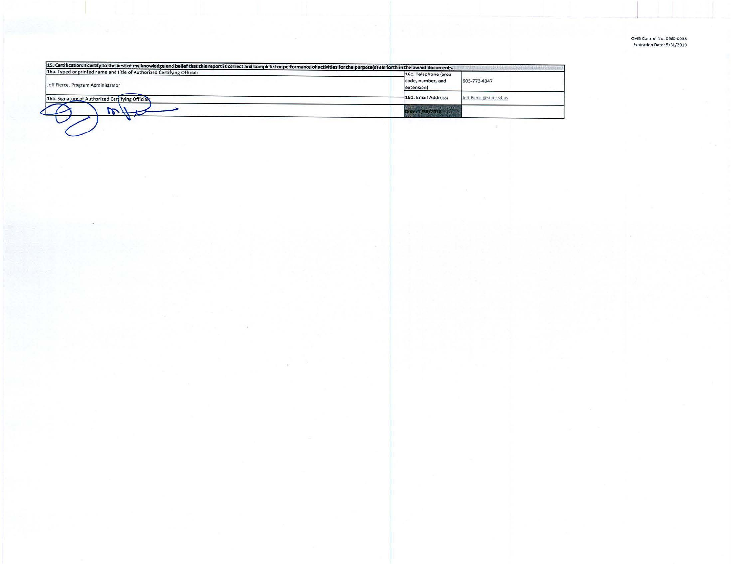OMB Control No. 0660-0038
Expiration Date: 5/31/2019

| 15. Certification: I certify to the best of my knowledge and belief that this report is correct and complete for performance of activities for the purpose(s) set forth in the award documents. | | |
|---|---|---|
| 16a. Typed or printed name and title of Authorized Certifying Official: Jeff Pierce, Program Administrator | 16c. Telephone (area code, number, and extension) | 605-773-4347 |
| 16b. Signature of Authorized Certifying Official: | 16d. Email Address: | Jeff.Pierce@state.sd.us |
| | Date: 1/30/2018 | |